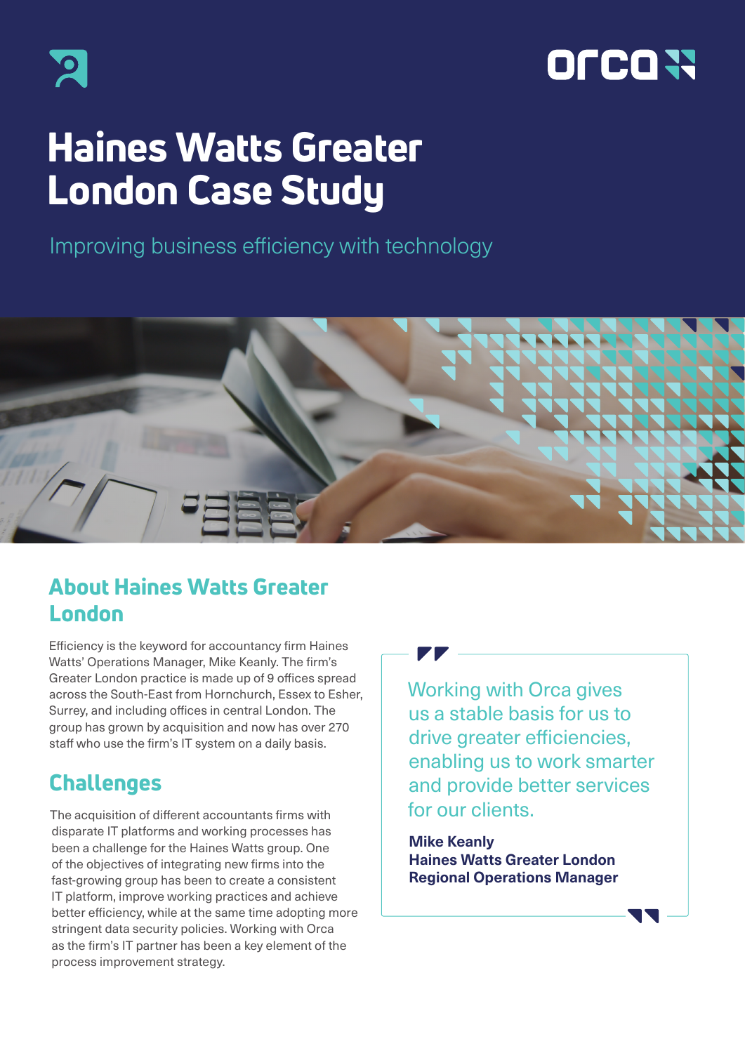# Haines Watts Greater London Case Study

Improving business efficiency with technology

## About Haines Watts Greater London

Efficiency is the keyword for accountancy firm Haines Watts' Operations Manager, Mike Keanly. The firm's Greater London practice is made up of 9 offices spread across the South-East from Hornchurch, Essex to Esher, Surrey, and including offices in central London. The group has grown by acquisition and now has over 270 staff who use the firm's IT system on a daily basis.

## Challenges

The acquisition of different accountants firms with disparate IT platforms and working processes has been a challenge for the Haines Watts group. One of the objectives of integrating new firms into the fast-growing group has been to create a consistent IT platform, improve working practices and achieve better efficiency, while at the same time adopting more stringent data security policies. Working with Orca as the firm's IT partner has been a key element of the process improvement strategy.

> Working with Orca gives us a stable basis for us to drive greater efficiencies, enabling us to work smarter and provide better services for our clients.
>
> **Mike Keanly**
> **Haines Watts Greater London**
> **Regional Operations Manager**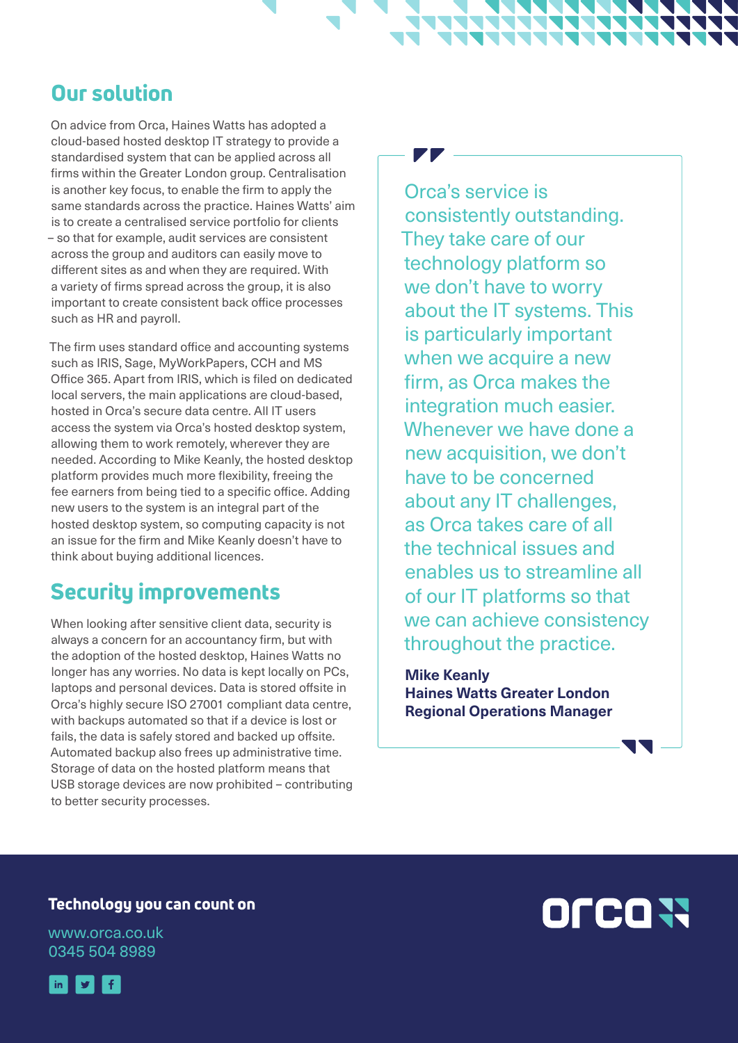## Our solution

On advice from Orca, Haines Watts has adopted a cloud-based hosted desktop IT strategy to provide a standardised system that can be applied across all firms within the Greater London group. Centralisation is another key focus, to enable the firm to apply the same standards across the practice. Haines Watts' aim is to create a centralised service portfolio for clients – so that for example, audit services are consistent across the group and auditors can easily move to different sites as and when they are required. With a variety of firms spread across the group, it is also important to create consistent back office processes such as HR and payroll.

The firm uses standard office and accounting systems such as IRIS, Sage, MyWorkPapers, CCH and MS Office 365. Apart from IRIS, which is filed on dedicated local servers, the main applications are cloud-based, hosted in Orca's secure data centre. All IT users access the system via Orca's hosted desktop system, allowing them to work remotely, wherever they are needed. According to Mike Keanly, the hosted desktop platform provides much more flexibility, freeing the fee earners from being tied to a specific office. Adding new users to the system is an integral part of the hosted desktop system, so computing capacity is not an issue for the firm and Mike Keanly doesn't have to think about buying additional licences.

## Security improvements

When looking after sensitive client data, security is always a concern for an accountancy firm, but with the adoption of the hosted desktop, Haines Watts no longer has any worries. No data is kept locally on PCs, laptops and personal devices. Data is stored offsite in Orca's highly secure ISO 27001 compliant data centre, with backups automated so that if a device is lost or fails, the data is safely stored and backed up offsite. Automated backup also frees up administrative time. Storage of data on the hosted platform means that USB storage devices are now prohibited – contributing to better security processes.

> Orca's service is consistently outstanding. They take care of our technology platform so we don't have to worry about the IT systems. This is particularly important when we acquire a new firm, as Orca makes the integration much easier. Whenever we have done a new acquisition, we don't have to be concerned about any IT challenges, as Orca takes care of all the technical issues and enables us to streamline all of our IT platforms so that we can achieve consistency throughout the practice.
>
> **Mike Keanly**
> **Haines Watts Greater London**
> **Regional Operations Manager**

**Technology you can count on**

www.orca.co.uk
0345 504 8989

orca